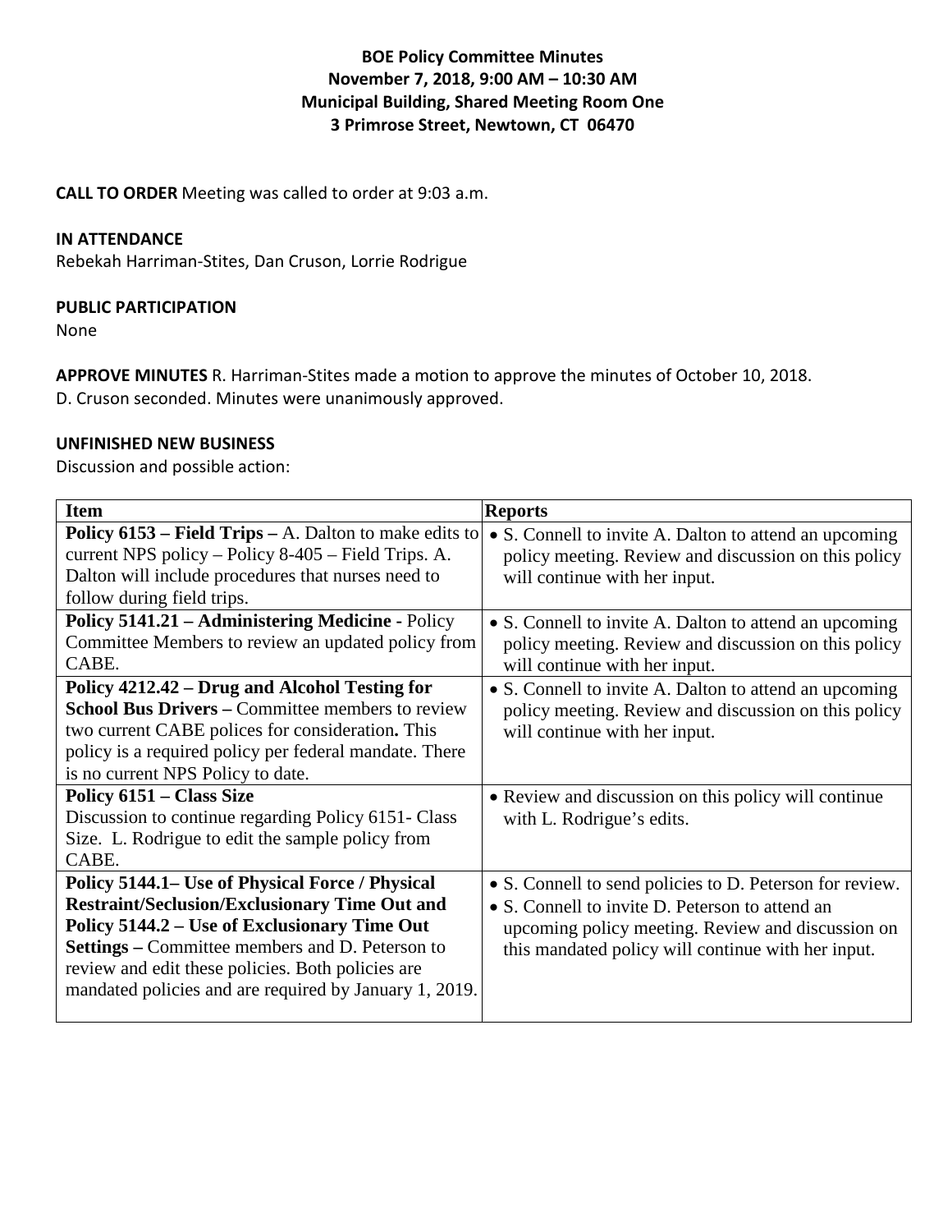# BOE Policy Committee Minutes
## November 7, 2018, 9:00 AM – 10:30 AM
## Municipal Building, Shared Meeting Room One
## 3 Primrose Street, Newtown, CT 06470

**CALL TO ORDER** Meeting was called to order at 9:03 a.m.

**IN ATTENDANCE**
Rebekah Harriman-Stites, Dan Cruson, Lorrie Rodrigue

**PUBLIC PARTICIPATION**
None

**APPROVE MINUTES** R. Harriman-Stites made a motion to approve the minutes of October 10, 2018. D. Cruson seconded. Minutes were unanimously approved.

**UNFINISHED NEW BUSINESS**
Discussion and possible action:

| Item | Reports |
|---|---|
| **Policy 6153 – Field Trips –** A. Dalton to make edits to current NPS policy – Policy 8-405 – Field Trips. A. Dalton will include procedures that nurses need to follow during field trips. | • S. Connell to invite A. Dalton to attend an upcoming policy meeting. Review and discussion on this policy will continue with her input. |
| **Policy 5141.21 – Administering Medicine -** Policy Committee Members to review an updated policy from CABE. | • S. Connell to invite A. Dalton to attend an upcoming policy meeting. Review and discussion on this policy will continue with her input. |
| **Policy 4212.42 – Drug and Alcohol Testing for School Bus Drivers –** Committee members to review two current CABE polices for consideration**.** This policy is a required policy per federal mandate. There is no current NPS Policy to date. | • S. Connell to invite A. Dalton to attend an upcoming policy meeting. Review and discussion on this policy will continue with her input. |
| **Policy 6151 – Class Size** Discussion to continue regarding Policy 6151- Class Size. L. Rodrigue to edit the sample policy from CABE. | • Review and discussion on this policy will continue with L. Rodrigue's edits. |
| **Policy 5144.1– Use of Physical Force / Physical Restraint/Seclusion/Exclusionary Time Out and Policy 5144.2 – Use of Exclusionary Time Out Settings –** Committee members and D. Peterson to review and edit these policies. Both policies are mandated policies and are required by January 1, 2019. | • S. Connell to send policies to D. Peterson for review. • S. Connell to invite D. Peterson to attend an upcoming policy meeting. Review and discussion on this mandated policy will continue with her input. |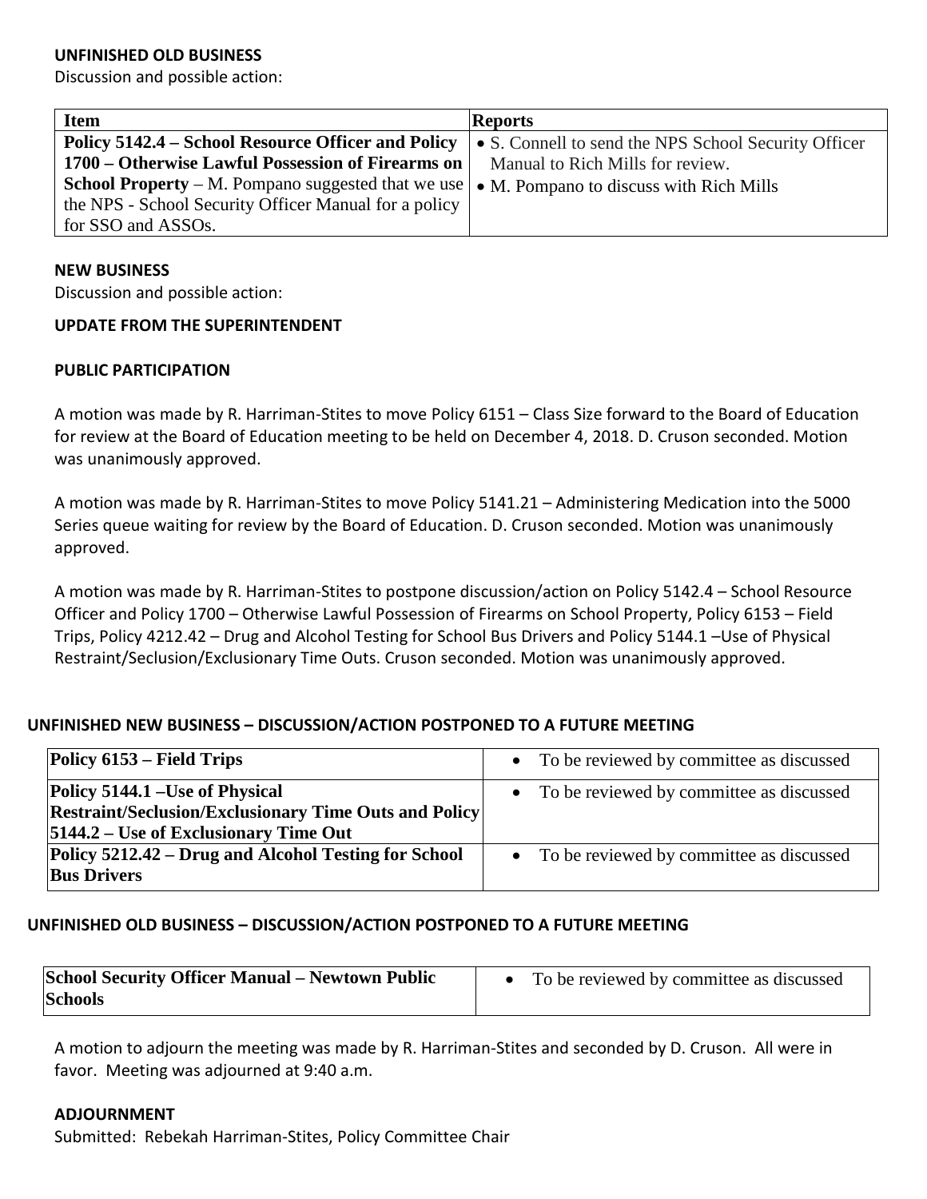**UNFINISHED OLD BUSINESS**

Discussion and possible action:

| Item | Reports |
|---|---|
| **Policy 5142.4 – School Resource Officer and Policy 1700 – Otherwise Lawful Possession of Firearms on School Property** – M. Pompano suggested that we use the NPS - School Security Officer Manual for a policy for SSO and ASSOs. | • S. Connell to send the NPS School Security Officer Manual to Rich Mills for review.<br>• M. Pompano to discuss with Rich Mills |

**NEW BUSINESS**

Discussion and possible action:

**UPDATE FROM THE SUPERINTENDENT**

**PUBLIC PARTICIPATION**

A motion was made by R. Harriman-Stites to move Policy 6151 – Class Size forward to the Board of Education for review at the Board of Education meeting to be held on December 4, 2018. D. Cruson seconded. Motion was unanimously approved.

A motion was made by R. Harriman-Stites to move Policy 5141.21 – Administering Medication into the 5000 Series queue waiting for review by the Board of Education. D. Cruson seconded. Motion was unanimously approved.

A motion was made by R. Harriman-Stites to postpone discussion/action on Policy 5142.4 – School Resource Officer and Policy 1700 – Otherwise Lawful Possession of Firearms on School Property, Policy 6153 – Field Trips, Policy 4212.42 – Drug and Alcohol Testing for School Bus Drivers and Policy 5144.1 –Use of Physical Restraint/Seclusion/Exclusionary Time Outs. Cruson seconded. Motion was unanimously approved.

**UNFINISHED NEW BUSINESS – DISCUSSION/ACTION POSTPONED TO A FUTURE MEETING**

| | |
|---|---|
| **Policy 6153 – Field Trips** | • To be reviewed by committee as discussed |
| **Policy 5144.1 –Use of Physical Restraint/Seclusion/Exclusionary Time Outs and Policy 5144.2 – Use of Exclusionary Time Out** | • To be reviewed by committee as discussed |
| **Policy 5212.42 – Drug and Alcohol Testing for School Bus Drivers** | • To be reviewed by committee as discussed |

**UNFINISHED OLD BUSINESS – DISCUSSION/ACTION POSTPONED TO A FUTURE MEETING**

| | |
|---|---|
| **School Security Officer Manual – Newtown Public Schools** | • To be reviewed by committee as discussed |

A motion to adjourn the meeting was made by R. Harriman-Stites and seconded by D. Cruson. All were in favor. Meeting was adjourned at 9:40 a.m.

**ADJOURNMENT**

Submitted: Rebekah Harriman-Stites, Policy Committee Chair